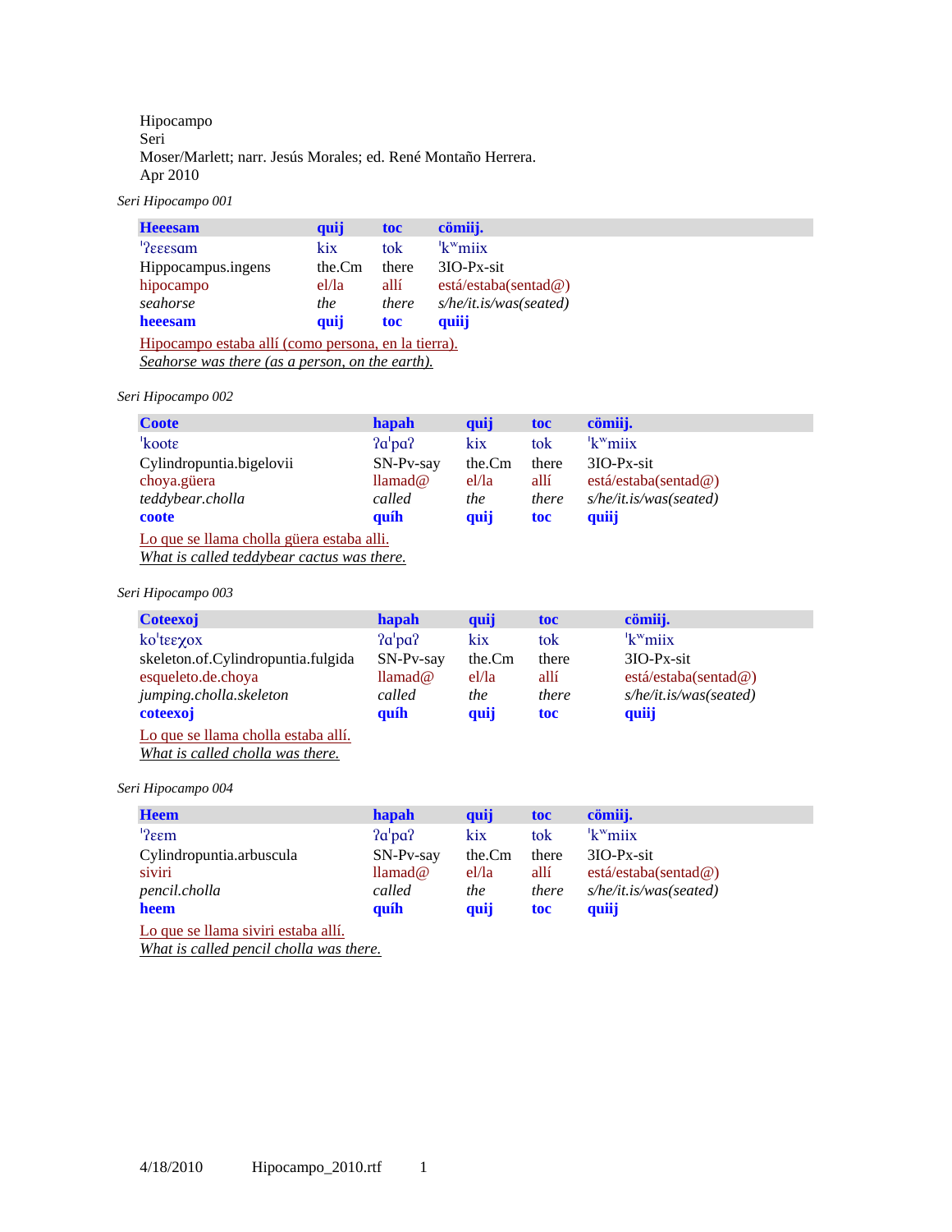Hipocampo
Seri
Moser/Marlett; narr. Jesús Morales; ed. René Montaño Herrera.
Apr 2010

*Seri Hipocampo 001*

| **Heeesam** | **quij** | **toc** | **cömiij.** |
|---|---|---|---|
| ˈʔɛɛɛsɑm | kix | tok | ˈkʷmiix |
| Hippocampus.ingens | the.Cm | there | 3IO-Px-sit |
| hipocampo | el/la | allí | está/estaba(sentad@) |
| *seahorse* | *the* | *there* | *s/he/it.is/was(seated)* |
| **heeesam** | **quij** | **toc** | **quiij** |

Hipocampo estaba allí (como persona, en la tierra).
*Seahorse was there (as a person, on the earth).*

*Seri Hipocampo 002*

| **Coote** | **hapah** | **quij** | **toc** | **cömiij.** |
|---|---|---|---|---|
| ˈkootɛ | ʔɑˈpɑʔ | kix | tok | ˈkʷmiix |
| Cylindropuntia.bigelovii | SN-Pv-say | the.Cm | there | 3IO-Px-sit |
| choya.güera | llamad@ | el/la | allí | está/estaba(sentad@) |
| *teddybear.cholla* | *called* | *the* | *there* | *s/he/it.is/was(seated)* |
| **coote** | **quíh** | **quij** | **toc** | **quiij** |

Lo que se llama cholla güera estaba alli.
*What is called teddybear cactus was there.*

*Seri Hipocampo 003*

| **Coteexoj** | **hapah** | **quij** | **toc** | **cömiij.** |
|---|---|---|---|---|
| koˈtɛɛχox | ʔɑˈpɑʔ | kix | tok | ˈkʷmiix |
| skeleton.of.Cylindropuntia.fulgida | SN-Pv-say | the.Cm | there | 3IO-Px-sit |
| esqueleto.de.choya | llamad@ | el/la | allí | está/estaba(sentad@) |
| *jumping.cholla.skeleton* | *called* | *the* | *there* | *s/he/it.is/was(seated)* |
| **coteexoj** | **quíh** | **quij** | **toc** | **quiij** |

Lo que se llama cholla estaba allí.
*What is called cholla was there.*

*Seri Hipocampo 004*

| **Heem** | **hapah** | **quij** | **toc** | **cömiij.** |
|---|---|---|---|---|
| ˈʔɛɛm | ʔɑˈpɑʔ | kix | tok | ˈkʷmiix |
| Cylindropuntia.arbuscula | SN-Pv-say | the.Cm | there | 3IO-Px-sit |
| siviri | llamad@ | el/la | allí | está/estaba(sentad@) |
| *pencil.cholla* | *called* | *the* | *there* | *s/he/it.is/was(seated)* |
| **heem** | **quíh** | **quij** | **toc** | **quiij** |

Lo que se llama siviri estaba allí.
*What is called pencil cholla was there.*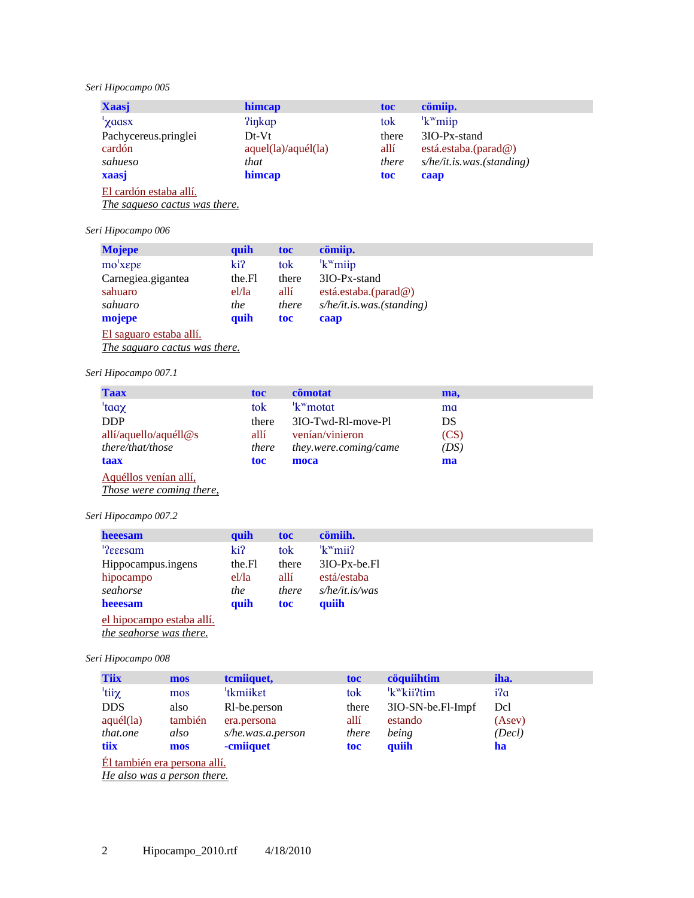*Seri Hipocampo 005*

| Xaasj | himcap | toc | cömiip. |
|---|---|---|---|
| ˈχɑɑsx | ʔiŋkɑp | tok | ˈkʷmiip |
| Pachycereus.pringlei | Dt-Vt | there | 3IO-Px-stand |
| cardón | aquel(la)/aquél(la) | allí | está.estaba.(parad@) |
| *sahueso* | *that* | *there* | *s/he/it.is.was.(standing)* |
| **xaasj** | **himcap** | **toc** | **caap** |

El cardón estaba allí.
*The sagueso cactus was there.*

*Seri Hipocampo 006*

| Mojepe | quih | toc | cömiip. |
|---|---|---|---|
| moˈχɛpɛ | kiʔ | tok | ˈkʷmiip |
| Carnegiea.gigantea | the.Fl | there | 3IO-Px-stand |
| sahuaro | el/la | allí | está.estaba.(parad@) |
| *sahuaro* | *the* | *there* | *s/he/it.is.was.(standing)* |
| **mojepe** | **quih** | **toc** | **caap** |

El saguaro estaba allí.
*The saguaro cactus was there.*

*Seri Hipocampo 007.1*

| Taax | toc | cömotat | ma, |
|---|---|---|---|
| ˈtɑɑχ | tok | ˈkʷmotɑt | mɑ |
| DDP | there | 3IO-Twd-Rl-move-Pl | DS |
| allí/aquello/aquéll@s | allí | venían/vinieron | (CS) |
| *there/that/those* | *there* | *they.were.coming/came* | *(DS)* |
| **taax** | **toc** | **moca** | **ma** |

Aquéllos venían allí,
*Those were coming there,*

*Seri Hipocampo 007.2*

| heeesam | quih | toc | cömiih. |
|---|---|---|---|
| ˈʔɛɛɛsɑm | kiʔ | tok | ˈkʷmiiʔ |
| Hippocampus.ingens | the.Fl | there | 3IO-Px-be.Fl |
| hipocampo | el/la | allí | está/estaba |
| *seahorse* | *the* | *there* | *s/he/it.is/was* |
| **heeesam** | **quih** | **toc** | **quiih** |

el hipocampo estaba allí.
*the seahorse was there.*

*Seri Hipocampo 008*

| Tiix | mos | tcmiiquet, | toc | cöquiihtim | iha. |
|---|---|---|---|---|---|
| ˈtiiχ | mos | ˈtkmiikɛt | tok | ˈkʷkiiʔtim | iʔɑ |
| DDS | also | Rl-be.person | there | 3IO-SN-be.Fl-Impf | Dcl |
| aquél(la) | también | era.persona | allí | estando | (Asev) |
| *that.one* | *also* | *s/he.was.a.person* | *there* | *being* | *(Decl)* |
| **tiix** | **mos** | **-cmiiquet** | **toc** | **quiih** | **ha** |

Él también era persona allí.
*He also was a person there.*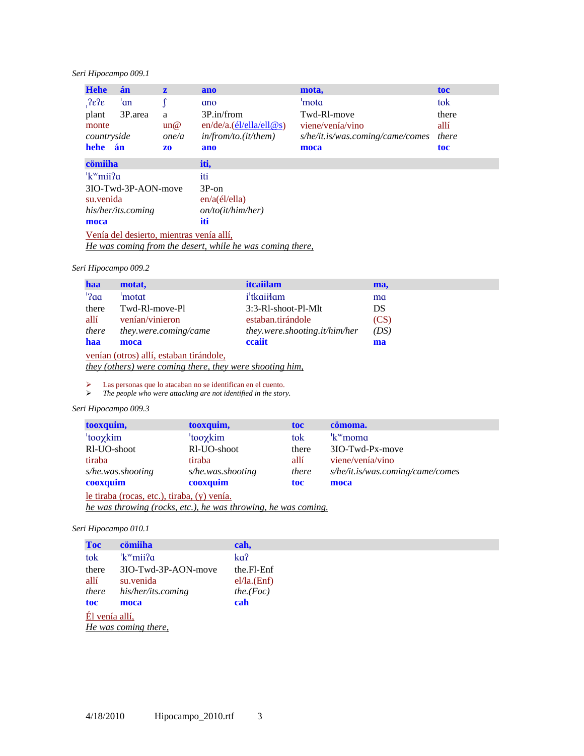*Seri Hipocampo 009.1*

| **Hehe** | **án** | **z** | **ano** | **mota,** | **toc** |
|---|---|---|---|---|---|
| ˌʔɛʔɛ | ˈɑn | ʃ | ɑno | ˈmotɑ | tok |
| plant | 3P.area | a | 3P.in/from | Twd-Rl-move | there |
| monte | | un@ | en/de/a.(él/ella/ell@s) | viene/venía/vino | allí |
| *countryside* | | *one/a* | *in/from/to.(it/them)* | *s/he/it.is/was.coming/came/comes* | *there* |
| **hehe án** | | **zo** | **ano** | **moca** | **toc** |

| **cömiiha** | **iti,** |
|---|---|
| ˈkʷmiiʔɑ | iti |
| 3IO-Twd-3P-AON-move | 3P-on |
| su.venida | en/a(él/ella) |
| *his/her/its.coming* | *on/to(it/him/her)* |
| **moca** | **iti** |

Venía del desierto, mientras venía allí,
*He was coming from the desert, while he was coming there,*

*Seri Hipocampo 009.2*

| **haa** | **motat,** | **itcaiilam** | **ma,** |
|---|---|---|---|
| ˈʔɑɑ | ˈmotɑt | iˈtkɑiiɬɑm | mɑ |
| there | Twd-Rl-move-Pl | 3:3-Rl-shoot-Pl-Mlt | DS |
| allí | venían/vinieron | estaban.tirándole | (CS) |
| *there* | *they.were.coming/came* | *they.were.shooting.it/him/her* | *(DS)* |
| **haa** | **moca** | **ccaiit** | **ma** |

venían (otros) allí, estaban tirándole,
*they (others) were coming there, they were shooting him,*

- Las personas que lo atacaban no se identifican en el cuento.
- *The people who were attacking are not identified in the story.*

*Seri Hipocampo 009.3*

| **tooxquim,** | **tooxquim,** | **toc** | **cömoma.** |
|---|---|---|---|
| ˈtooχkim | ˈtooχkim | tok | ˈkʷmomɑ |
| Rl-UO-shoot | Rl-UO-shoot | there | 3IO-Twd-Px-move |
| tiraba | tiraba | allí | viene/venía/vino |
| *s/he.was.shooting* | *s/he.was.shooting* | *there* | *s/he/it.is/was.coming/came/comes* |
| **cooxquim** | **cooxquim** | **toc** | **moca** |

le tiraba (rocas, etc.), tiraba, (y) venía.
*he was throwing (rocks, etc.), he was throwing, he was coming.*

*Seri Hipocampo 010.1*

| **Toc** | **cömiiha** | **cah,** |
|---|---|---|
| tok | ˈkʷmiiʔɑ | kɑʔ |
| there | 3IO-Twd-3P-AON-move | the.Fl-Enf |
| allí | su.venida | el/la.(Enf) |
| *there* | *his/her/its.coming* | *the.(Foc)* |
| **toc** | **moca** | **cah** |

Él venía allí,
*He was coming there,*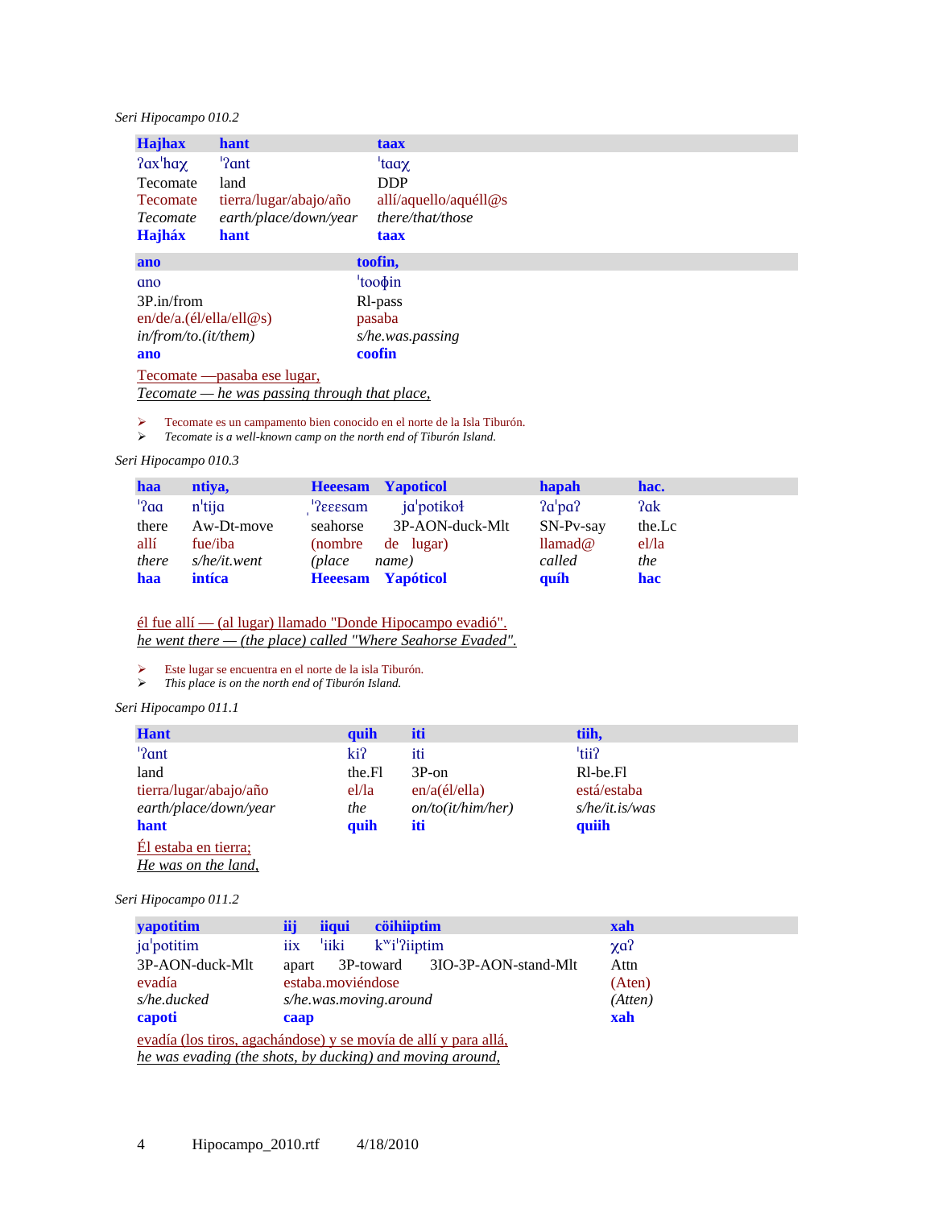*Seri Hipocampo 010.2*

| Hajhax | hant | taax |
|---|---|---|
| ʔax'haχ | 'ʔant | 'taaχ |
| Tecomate | land | DDP |
| Tecomate | tierra/lugar/abajo/año | allí/aquello/aquéll@s |
| *Tecomate* | *earth/place/down/year* | *there/that/those* |
| **Hajháx** | **hant** | **taax** |

| ano | toofin, |
|---|---|
| ɑno | 'tooɸin |
| 3P.in/from | Rl-pass |
| en/de/a.(él/ella/ell@s) | pasaba |
| *in/from/to.(it/them)* | *s/he.was.passing* |
| **ano** | **coofin** |

<u>Tecomate —pasaba ese lugar,</u>
<u>*Tecomate — he was passing through that place,*</u>

- Tecomate es un campamento bien conocido en el norte de la Isla Tiburón.
- *Tecomate is a well-known camp on the north end of Tiburón Island.*

*Seri Hipocampo 010.3*

| haa | ntiya, | Heeesam | Yapoticol | hapah | hac. |
|---|---|---|---|---|---|
| 'ʔɑɑ | n'tijɑ | ˌ'ʔɛɛɛsɑm | jɑ'potikoɬ | ʔɑ'pɑʔ | ʔɑk |
| there | Aw-Dt-move | seahorse | 3P-AON-duck-Mlt | SN-Pv-say | the.Lc |
| allí | fue/iba | (nombre | de lugar) | llamad@ | el/la |
| *there* | *s/he/it.went* | *(place* | *name)* | *called* | *the* |
| **haa** | **intíca** | **Heeesam** | **Yapóticol** | **quíh** | **hac** |

<u>él fue allí — (al lugar) llamado "Donde Hipocampo evadió".</u>
<u>*he went there — (the place) called "Where Seahorse Evaded".*</u>

- Este lugar se encuentra en el norte de la isla Tiburón.
- *This place is on the north end of Tiburón Island.*

*Seri Hipocampo 011.1*

| Hant | quih | iti | tiih, |
|---|---|---|---|
| 'ʔɑnt | kiʔ | iti | 'tiiʔ |
| land | the.Fl | 3P-on | Rl-be.Fl |
| tierra/lugar/abajo/año | el/la | en/a(él/ella) | está/estaba |
| *earth/place/down/year* | *the* | *on/to(it/him/her)* | *s/he/it.is/was* |
| **hant** | **quih** | **iti** | **quiih** |

<u>Él estaba en tierra;</u>
<u>*He was on the land,*</u>

*Seri Hipocampo 011.2*

| yapotitim | iij | iiqui | cöihiiptim | xah |
|---|---|---|---|---|
| jɑ'potitim | iix | 'iiki | kʷi'ʔiiptim | χɑʔ |
| 3P-AON-duck-Mlt | apart | 3P-toward | 3IO-3P-AON-stand-Mlt | Attn |
| evadía | estaba.moviéndose | | | (Aten) |
| *s/he.ducked* | *s/he.was.moving.around* | | | *(Atten)* |
| **capoti** | **caap** | | | **xah** |

<u>evadía (los tiros, agachándose) y se movía de allí y para allá,</u>
<u>*he was evading (the shots, by ducking) and moving around,*</u>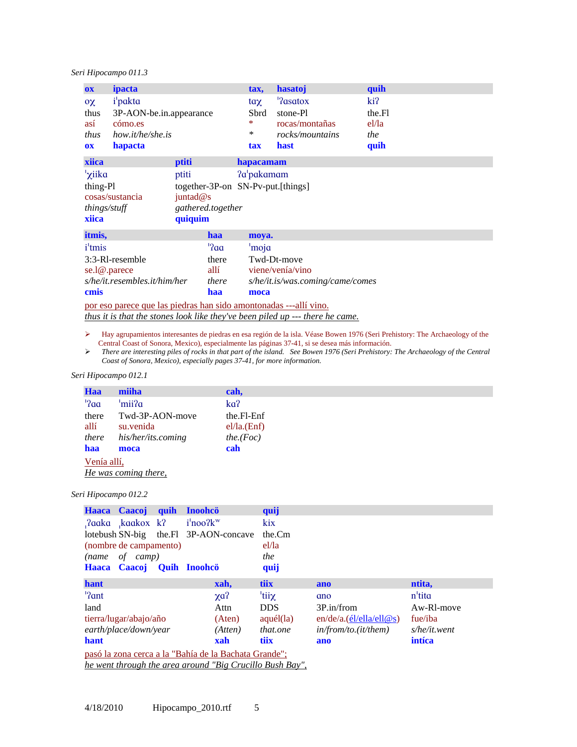*Seri Hipocampo 011.3*

| ox | ipacta | tax, | hasatoj | quih |
|---|---|---|---|---|
| oχ | iˈpakta | taχ | ˈʔasatox | kiʔ |
| thus | 3P-AON-be.in.appearance | Sbrd | stone-Pl | the.Fl |
| así | cómo.es | * | rocas/montañas | el/la |
| *thus* | *how.it/he/she.is* | * | *rocks/mountains* | *the* |
| **ox** | **hapacta** | **tax** | **hast** | **quih** |

| xiica | ptiti | hapacamam |
|---|---|---|
| ˈχiika | ptiti | ʔaˈpakamam |
| thing-Pl | together-3P-on | SN-Pv-put.[things] |
| cosas/sustancia | juntad@s | |
| *things/stuff* | *gathered.together* | |
| **xiica** | **quiquim** | |

| itmis, | haa | moya. |
|---|---|---|
| iˈtmis | ˈʔaa | ˈmoja |
| 3:3-Rl-resemble | there | Twd-Dt-move |
| se.l@.parece | allí | viene/venía/vino |
| *s/he/it.resembles.it/him/her* | *there* | *s/he/it.is/was.coming/came/comes* |
| **cmis** | **haa** | **moca** |

por eso parece que las piedras han sido amontonadas ---allí vino.
*thus it is that the stones look like they've been piled up --- there he came.*

- Hay agrupamientos interesantes de piedras en esa región de la isla. Véase Bowen 1976 (Seri Prehistory: The Archaeology of the Central Coast of Sonora, Mexico), especialmente las páginas 37-41, si se desea más información.
- *There are interesting piles of rocks in that part of the island. See Bowen 1976 (Seri Prehistory: The Archaeology of the Central Coast of Sonora, Mexico), especially pages 37-41, for more information.*

*Seri Hipocampo 012.1*

| Haa | miiha | cah, |
|---|---|---|
| ˈʔaa | ˈmiiʔa | kaʔ |
| there | Twd-3P-AON-move | the.Fl-Enf |
| allí | su.venida | el/la.(Enf) |
| *there* | *his/her/its.coming* | *the.(Foc)* |
| **haa** | **moca** | **cah** |

Venía allí,
*He was coming there,*

*Seri Hipocampo 012.2*

| Haaca | Caacoj | quih | Inoohcö | quij |
|---|---|---|---|---|
| ˌʔaaka | ˌkaakox | kʔ | iˈnooʔkʷ | kix |
| lotebush | SN-big | the.Fl | 3P-AON-concave | the.Cm |
| (nombre de campamento) | | | | el/la |
| *(name of camp)* | | | | *the* |
| **Haaca** | **Caacoj** | **Quih** | **Inoohcö** | **quij** |

| hant | xah, | tiix | ano | ntita, |
|---|---|---|---|---|
| ˈʔant | χaʔ | ˈtiiχ | ano | nˈtita |
| land | Attn | DDS | 3P.in/from | Aw-Rl-move |
| tierra/lugar/abajo/año | (Aten) | aquél(la) | en/de/a.(él/ella/ell@s) | fue/iba |
| *earth/place/down/year* | *(Atten)* | *that.one* | *in/from/to.(it/them)* | *s/he/it.went* |
| **hant** | **xah** | **tiix** | **ano** | **intíca** |

pasó la zona cerca a la "Bahía de la Bachata Grande";
*he went through the area around "Big Crucillo Bush Bay",*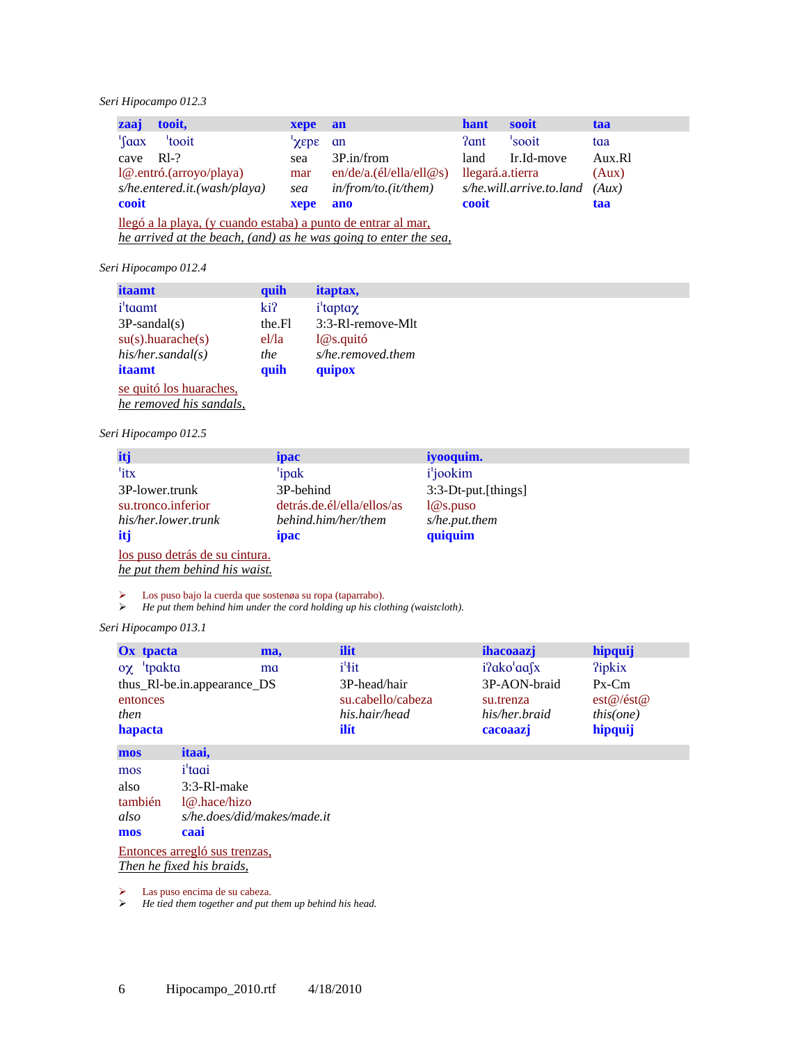*Seri Hipocampo 012.3*

| zaaj | tooit, | xepe | an | hant | sooit | taa |
|---|---|---|---|---|---|---|
| ˈʃɑɑx | ˈtooit | ˈχɛpɛ | ɑn | ʔɑnt | ˈsooit | tɑɑ |
| cave | Rl-? | sea | 3P.in/from | land | Ir.Id-move | Aux.Rl |
| l@.entró.(arroyo/playa) | | mar | en/de/a.(él/ella/ell@s) | llegará.a.tierra | | (Aux) |
| *s/he.entered.it.(wash/playa)* | | *sea* | *in/from/to.(it/them)* | *s/he.will.arrive.to.land* | | *(Aux)* |
| **cooit** | | **xepe** | **ano** | **cooit** | | **taa** |

llegó a la playa, (y cuando estaba) a punto de entrar al mar,
*he arrived at the beach, (and) as he was going to enter the sea,*

*Seri Hipocampo 012.4*

| itaamt | quih | itaptax, |
|---|---|---|
| iˈtɑɑmt | kiʔ | iˈtɑptɑχ |
| 3P-sandal(s) | the.Fl | 3:3-Rl-remove-Mlt |
| su(s).huarache(s) | el/la | l@s.quitó |
| *his/her.sandal(s)* | *the* | *s/he.removed.them* |
| **itaamt** | **quih** | **quipox** |

se quitó los huaraches,
*he removed his sandals,*

*Seri Hipocampo 012.5*

| itj | ipac | iyooquim. |
|---|---|---|
| ˈitx | ˈipɑk | iˈjookim |
| 3P-lower.trunk | 3P-behind | 3:3-Dt-put.[things] |
| su.tronco.inferior | detrás.de.él/ella/ellos/as | l@s.puso |
| *his/her.lower.trunk* | *behind.him/her/them* | *s/he.put.them* |
| **itj** | **ipac** | **quiquim** |

los puso detrás de su cintura.
*he put them behind his waist.*

- Los puso bajo la cuerda que sostenøa su ropa (taparrabo).
- *He put them behind him under the cord holding up his clothing (waistcloth).*

*Seri Hipocampo 013.1*

| Ox tpacta | ma, | ilit | ihacoaazj | hipquij |
|---|---|---|---|---|
| oχ ˈtpɑktɑ | mɑ | iˈɬit | iʔɑkoˈɑɑʃx | ʔipkix |
| thus_Rl-be.in.appearance_DS | | 3P-head/hair | 3P-AON-braid | Px-Cm |
| entonces | | su.cabello/cabeza | su.trenza | est@/ést@ |
| *then* | | *his.hair/head* | *his/her.braid* | *this(one)* |
| **hapacta** | | **ilit** | **cacoaazj** | **hipquij** |

| mos | itaai, |
|---|---|
| mos | iˈtɑɑi |
| also | 3:3-Rl-make |
| también | l@.hace/hizo |
| *also* | *s/he.does/did/makes/made.it* |
| **mos** | **caai** |

Entonces arregló sus trenzas,
*Then he fixed his braids,*

- Las puso encima de su cabeza.
- *He tied them together and put them up behind his head.*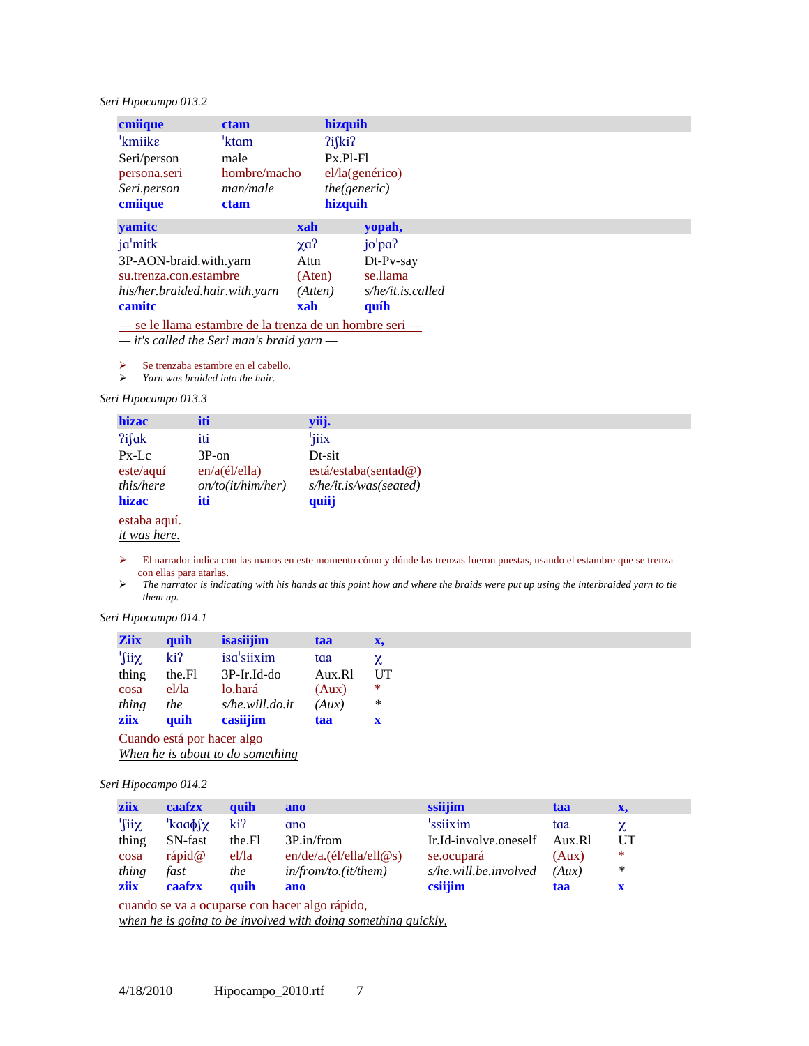*Seri Hipocampo 013.2*

| **cmiique** | **ctam** | **hizquih** |
|---|---|---|
| ˈkmiikɛ | ˈktɑm | ʔiʃkiʔ |
| Seri/person | male | Px.Pl-Fl |
| persona.seri | hombre/macho | el/la(genérico) |
| *Seri.person* | *man/male* | *the(generic)* |
| **cmiique** | **ctam** | **hizquih** |

| **yamitc** | **xah** | **yopah,** |
|---|---|---|
| jɑˈmitk | χɑʔ | joˈpɑʔ |
| 3P-AON-braid.with.yarn | Attn | Dt-Pv-say |
| su.trenza.con.estambre | (Aten) | se.llama |
| *his/her.braided.hair.with.yarn* | *(Atten)* | *s/he/it.is.called* |
| **camitc** | **xah** | **quih** |

— se le llama estambre de la trenza de un hombre seri —
*— it's called the Seri man's braid yarn —*

- Se trenzaba estambre en el cabello.
- *Yarn was braided into the hair.*

*Seri Hipocampo 013.3*

| **hizac** | **iti** | **yiij.** |
|---|---|---|
| ʔiʃɑk | iti | ˈjiix |
| Px-Lc | 3P-on | Dt-sit |
| este/aquí | en/a(él/ella) | está/estaba(sentad@) |
| *this/here* | *on/to(it/him/her)* | *s/he/it.is/was(seated)* |
| **hizac** | **iti** | **quiij** |

estaba aquí.
*it was here.*

- El narrador indica con las manos en este momento cómo y dónde las trenzas fueron puestas, usando el estambre que se trenza con ellas para atarlas.
- *The narrator is indicating with his hands at this point how and where the braids were put up using the interbraided yarn to tie them up.*

*Seri Hipocampo 014.1*

| **Ziix** | **quih** | **isasiijim** | **taa** | **x,** |
|---|---|---|---|---|
| ˈʃiiχ | kiʔ | isɑˈsiixim | tɑɑ | χ |
| thing | the.Fl | 3P-Ir.Id-do | Aux.Rl | UT |
| cosa | el/la | lo.hará | (Aux) | * |
| *thing* | *the* | *s/he.will.do.it* | *(Aux)* | * |
| **ziix** | **quih** | **casiijim** | **taa** | **x** |

Cuando está por hacer algo
*When he is about to do something*

*Seri Hipocampo 014.2*

| **ziix** | **caafzx** | **quih** | **ano** | **ssiijim** | **taa** | **x,** |
|---|---|---|---|---|---|---|
| ˈʃiiχ | ˈkɑɑɸʃχ | kiʔ | ɑno | ˈssiixim | tɑɑ | χ |
| thing | SN-fast | the.Fl | 3P.in/from | Ir.Id-involve.oneself | Aux.Rl | UT |
| cosa | rápid@ | el/la | en/de/a.(él/ella/ell@s) | se.ocupará | (Aux) | * |
| *thing* | *fast* | *the* | *in/from/to.(it/them)* | *s/he.will.be.involved* | *(Aux)* | * |
| **ziix** | **caafzx** | **quih** | **ano** | **csiijim** | **taa** | **x** |

cuando se va a ocuparse con hacer algo rápido,
*when he is going to be involved with doing something quickly,*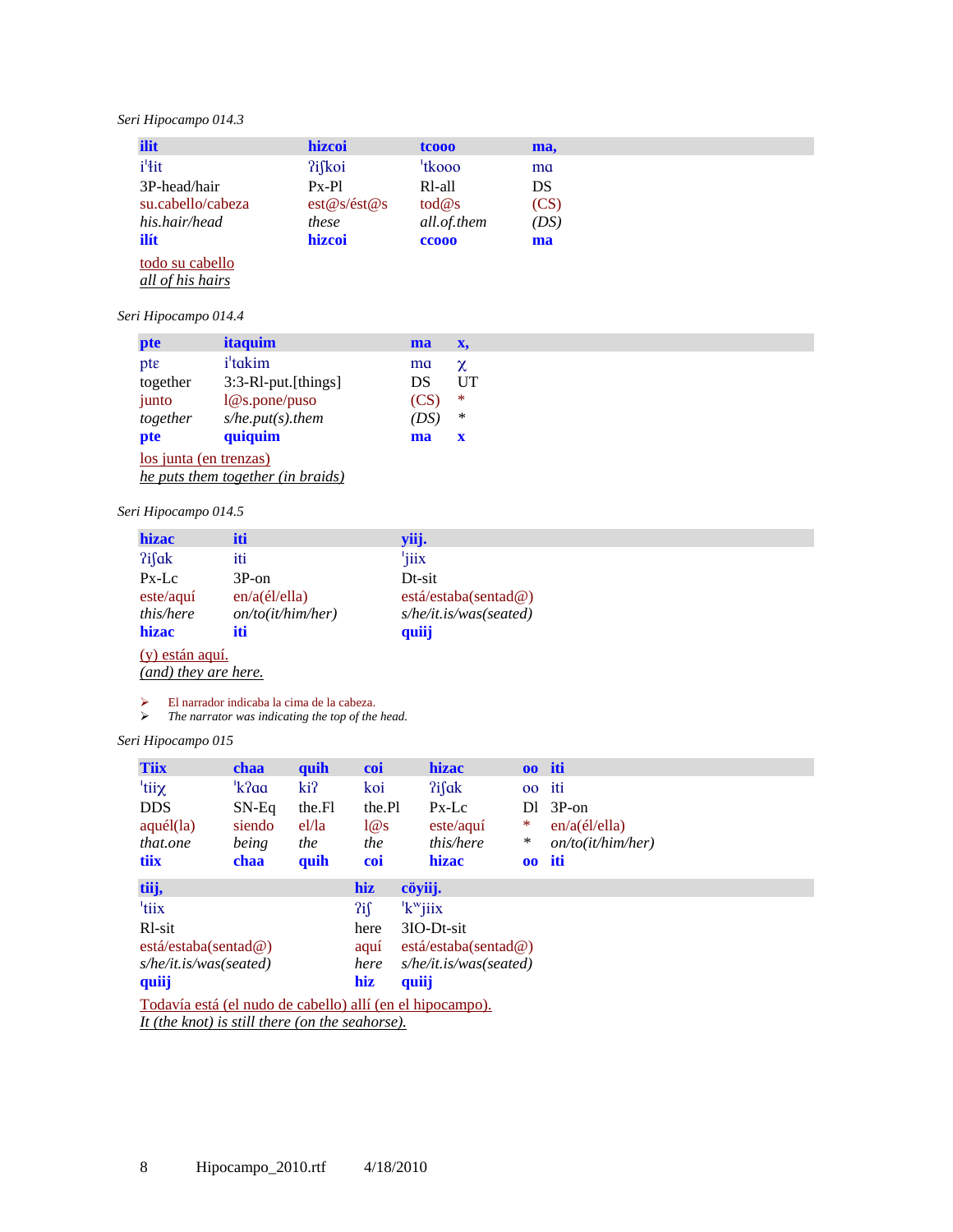*Seri Hipocampo 014.3*

| **ilit** | **hizcoi** | **tcooo** | **ma,** |
|---|---|---|---|
| iˈɬit | ʔiʃkoi | ˈtkooo | mɑ |
| 3P-head/hair | Px-Pl | Rl-all | DS |
| su.cabello/cabeza | est@s/ést@s | tod@s | (CS) |
| *his.hair/head* | *these* | *all.of.them* | *(DS)* |
| **ilít** | **hizcoi** | **ccooo** | **ma** |

todo su cabello
*all of his hairs*

*Seri Hipocampo 014.4*

| **pte** | **itaquim** | **ma** | **x,** |
|---|---|---|---|
| ptɛ | iˈtɑkim | mɑ | χ |
| together | 3:3-Rl-put.[things] | DS | UT |
| junto | l@s.pone/puso | (CS) | * |
| *together* | *s/he.put(s).them* | *(DS)* | * |
| **pte** | **quiquim** | **ma** | **x** |

los junta (en trenzas)
*he puts them together (in braids)*

*Seri Hipocampo 014.5*

| **hizac** | **iti** | **yiij.** |
|---|---|---|
| ʔiʃɑk | iti | ˈjiix |
| Px-Lc | 3P-on | Dt-sit |
| este/aquí | en/a(él/ella) | está/estaba(sentad@) |
| *this/here* | *on/to(it/him/her)* | *s/he/it.is/was(seated)* |
| **hizac** | **iti** | **quiij** |

(y) están aquí.
*(and) they are here.*

- El narrador indicaba la cima de la cabeza.
- *The narrator was indicating the top of the head.*

*Seri Hipocampo 015*

| **Tiix** | **chaa** | **quih** | **coi** | **hizac** | **oo** | **iti** |
|---|---|---|---|---|---|---|
| ˈtiiχ | ˈkʔɑɑ | kiʔ | koi | ʔiʃɑk | oo | iti |
| DDS | SN-Eq | the.Fl | the.Pl | Px-Lc | Dl | 3P-on |
| aquél(la) | siendo | el/la | l@s | este/aquí | * | en/a(él/ella) |
| *that.one* | *being* | *the* | *the* | *this/here* | * | *on/to(it/him/her)* |
| **tiix** | **chaa** | **quih** | **coi** | **hizac** | **oo** | **iti** |

| **tiij,** | **hiz** | **cöyiij.** |
|---|---|---|
| ˈtiix | ʔiʃ | ˈkʷjiix |
| Rl-sit | here | 3IO-Dt-sit |
| está/estaba(sentad@) | aquí | está/estaba(sentad@) |
| *s/he/it.is/was(seated)* | *here* | *s/he/it.is/was(seated)* |
| **quiij** | **hiz** | **quiij** |

Todavía está (el nudo de cabello) allí (en el hipocampo).
*It (the knot) is still there (on the seahorse).*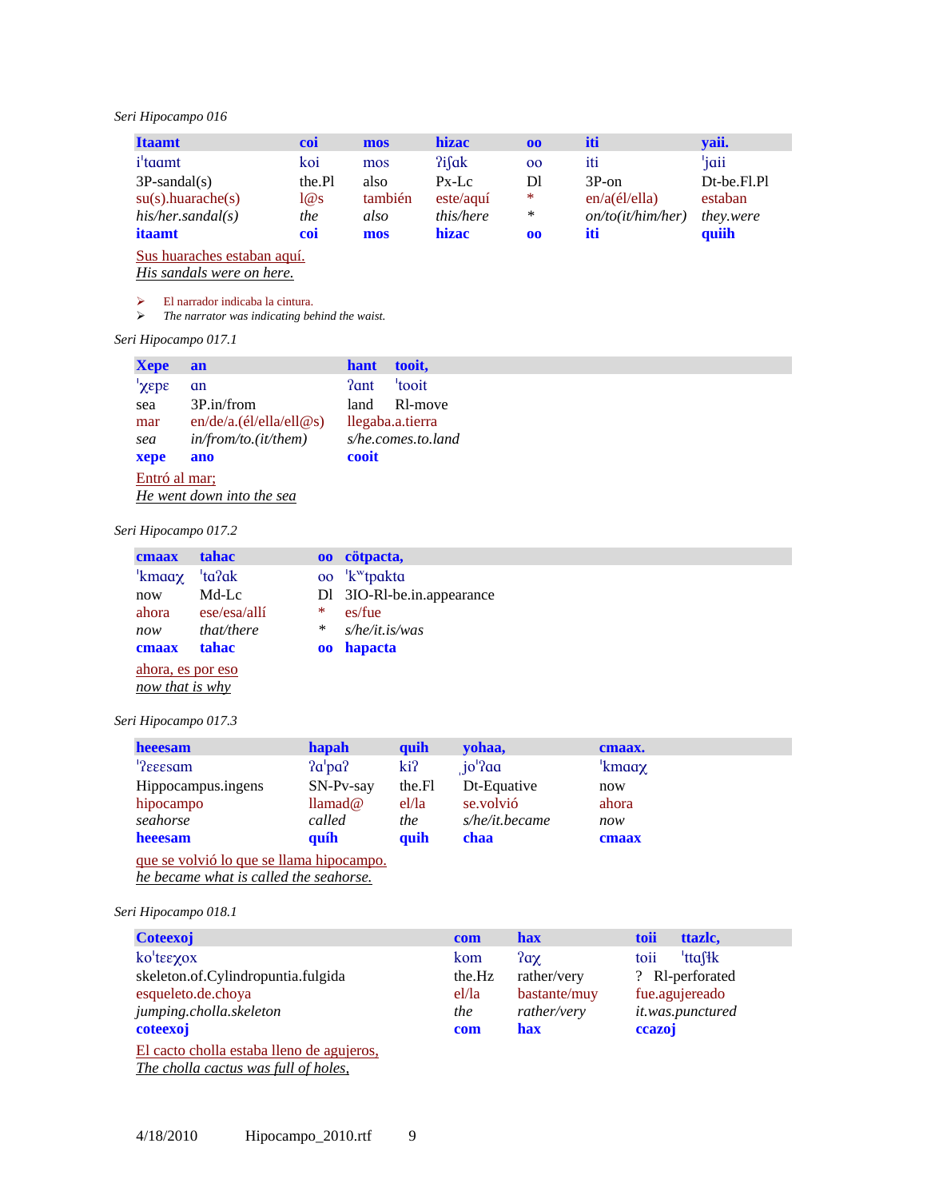*Seri Hipocampo 016*

| **Itaamt** | **coi** | **mos** | **hizac** | **oo** | **iti** | **yaii.** |
|---|---|---|---|---|---|---|
| iˈtaamt | koi | mos | ʔiʃak | oo | iti | ˈjaii |
| 3P-sandal(s) | the.Pl | also | Px-Lc | Dl | 3P-on | Dt-be.Fl.Pl |
| su(s).huarache(s) | l@s | también | este/aquí | * | en/a(él/ella) | estaban |
| *his/her.sandal(s)* | *the* | *also* | *this/here* | * | *on/to(it/him/her)* | *they.were* |
| **itaamt** | **coi** | **mos** | **hizac** | **oo** | **iti** | **quiih** |

Sus huaraches estaban aquí.
*His sandals were on here.*

- El narrador indicaba la cintura.
- *The narrator was indicating behind the waist.*

*Seri Hipocampo 017.1*

| **Xepe** | **an** | **hant** | **tooit,** |
|---|---|---|---|
| ˈχɛpɛ | ɑn | ʔant | ˈtooit |
| sea | 3P.in/from | land | Rl-move |
| mar | en/de/a.(él/ella/ell@s) | llegaba.a.tierra | |
| *sea* | *in/from/to.(it/them)* | *s/he.comes.to.land* | |
| **xepe** | **ano** | **cooit** | |

Entró al mar;
*He went down into the sea*

*Seri Hipocampo 017.2*

| **cmaax** | **tahac** | **oo** | **cötpacta,** |
|---|---|---|---|
| ˈkmaaχ | ˈtaʔak | oo | ˈkʷtpakta |
| now | Md-Lc | Dl | 3IO-Rl-be.in.appearance |
| ahora | ese/esa/allí | * | es/fue |
| *now* | *that/there* | * | *s/he/it.is/was* |
| **cmaax** | **tahac** | **oo** | **hapacta** |

ahora, es por eso
*now that is why*

*Seri Hipocampo 017.3*

| **heeesam** | **hapah** | **quih** | **yohaa,** | **cmaax.** |
|---|---|---|---|---|
| ˈʔɛɛɛsam | ʔaˈpaʔ | kiʔ | ˌjoˈʔaa | ˈkmaaχ |
| Hippocampus.ingens | SN-Pv-say | the.Fl | Dt-Equative | now |
| hipocampo | llamad@ | el/la | se.volvió | ahora |
| *seahorse* | *called* | *the* | *s/he/it.became* | *now* |
| **heeesam** | **quíh** | **quih** | **chaa** | **cmaax** |

que se volvió lo que se llama hipocampo.
*he became what is called the seahorse.*

*Seri Hipocampo 018.1*

| **Coteexoj** | **com** | **hax** | **toii** | **ttazlc,** |
|---|---|---|---|---|
| koˈtɛɛχox | kom | ʔaχ | toii | ˈttaʃɬk |
| skeleton.of.Cylindropuntia.fulgida | the.Hz | rather/very | ? | Rl-perforated |
| esqueleto.de.choya | el/la | bastante/muy | fue.agujereado | |
| *jumping.cholla.skeleton* | *the* | *rather/very* | *it.was.punctured* | |
| **coteexoj** | **com** | **hax** | **ccazoj** | |

El cacto cholla estaba lleno de agujeros,
*The cholla cactus was full of holes,*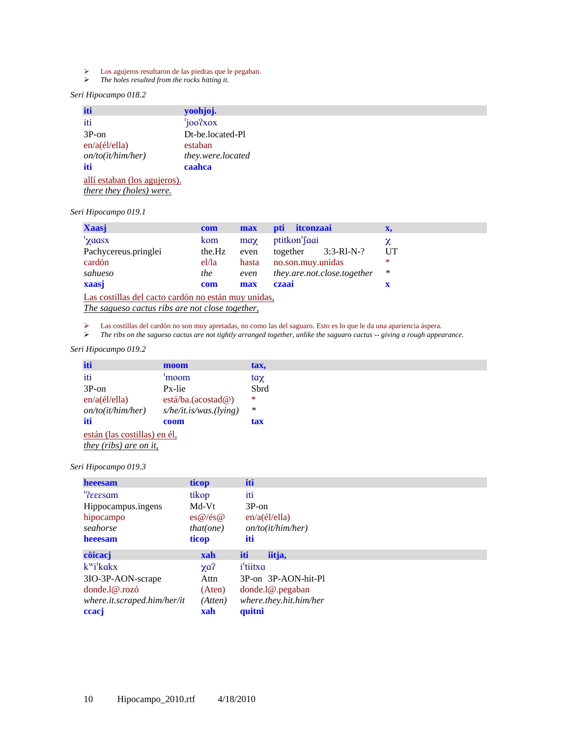- Los agujeros resultaron de las piedras que le pegaban.
- *The holes resulted from the rocks hitting it.*

*Seri Hipocampo 018.2*

| **iti** | **yoohjoj.** |
|---|---|
| iti | ˈjooʔxox |
| 3P-on | Dt-be.located-Pl |
| en/a(él/ella) | estaban |
| *on/to(it/him/her)* | *they.were.located* |
| **iti** | **caahca** |

allí estaban (los agujeros).
*there they (holes) were.*

*Seri Hipocampo 019.1*

| **Xaasj** | **com** | **max** | **pti itconzaai** | **x,** |
|---|---|---|---|---|
| ˈχaasx | kom | maχ | ptitkonˈʃaai | χ |
| Pachycereus.pringlei | the.Hz | even | together 3:3-Rl-N-? | UT |
| cardón | el/la | hasta | no.son.muy.unidas | * |
| *sahueso* | *the* | *even* | *they.are.not.close.together* | * |
| **xaasj** | **com** | **max** | **czaai** | **x** |

Las costillas del cacto cardón no están muy unidas,
*The sagueso cactus ribs are not close together,*

- Las costillas del cardón no son muy apretadas, no como las del saguaro. Esto es lo que le da una apariencia áspera.
- *The ribs on the sagueso cactus are not tightly arranged together, unlike the saguaro cactus -- giving a rough appearance.*

*Seri Hipocampo 019.2*

| **iti** | **moom** | **tax,** |
|---|---|---|
| iti | ˈmoom | taχ |
| 3P-on | Px-lie | Sbrd |
| en/a(él/ella) | está/ba.(acostad@) | * |
| *on/to(it/him/her)* | *s/he/it.is/was.(lying)* | * |
| **iti** | **coom** | **tax** |

están (las costillas) en él,
*they (ribs) are on it,*

*Seri Hipocampo 019.3*

| **heeesam** | **ticop** | **iti** |
|---|---|---|
| ˈʔɛɛɛsam | tikop | iti |
| Hippocampus.ingens | Md-Vt | 3P-on |
| hipocampo | es@/és@ | en/a(él/ella) |
| *seahorse* | *that(one)* | *on/to(it/him/her)* |
| **heeesam** | **ticop** | **iti** |

| **cöicacj** | **xah** | **iti iitja,** |
|---|---|---|
| kʷiˈkakx | χaʔ | iˈtiitxa |
| 3IO-3P-AON-scrape | Attn | 3P-on 3P-AON-hit-Pl |
| donde.l@.rozó | (Aten) | donde.l@.pegaban |
| *where.it.scraped.him/her/it* | *(Atten)* | *where.they.hit.him/her* |
| **ccacj** | **xah** | **quitni** |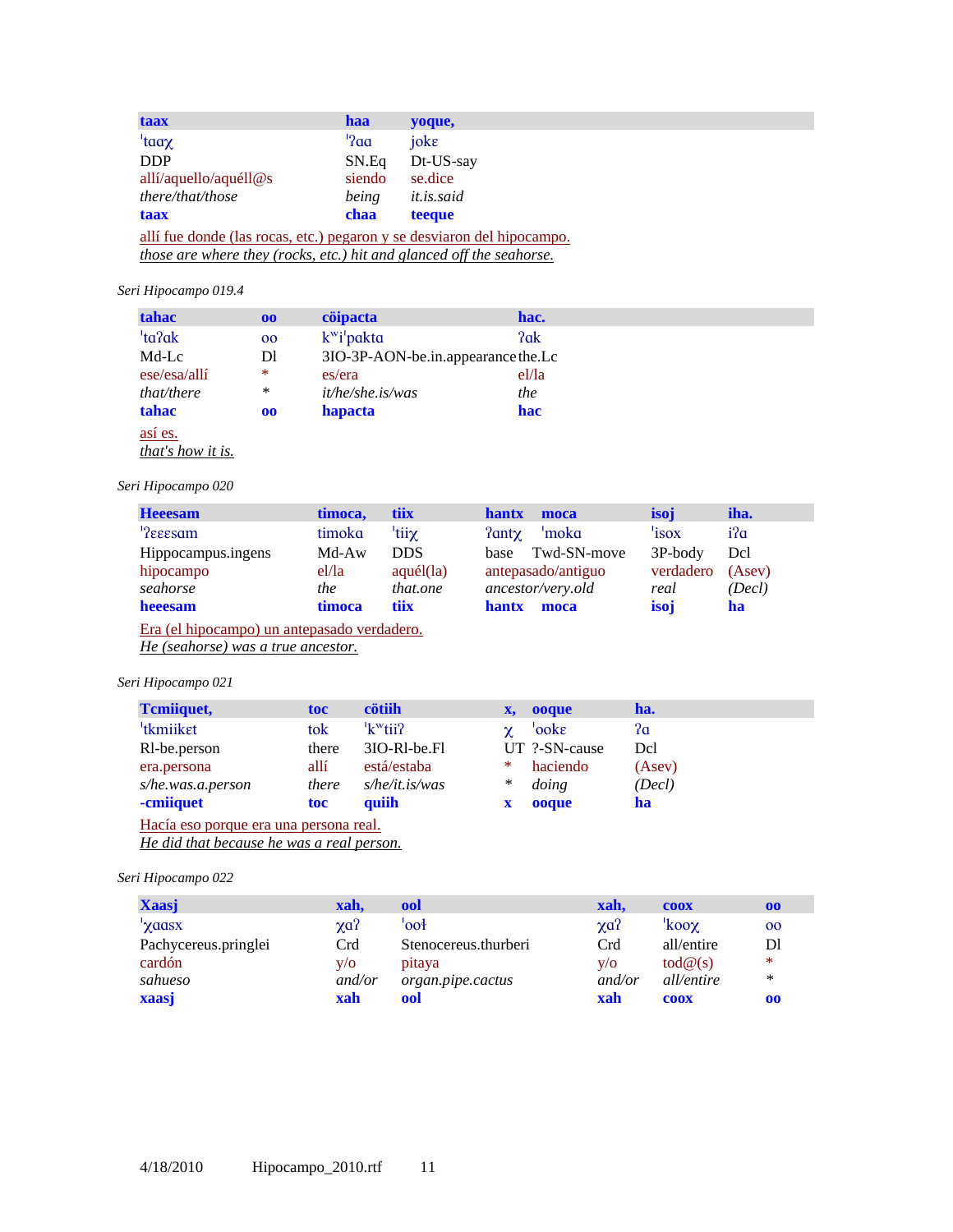| taax | haa | yoque, |
|---|---|---|
| ˈtaaχ | ˈʔaa | jokɛ |
| DDP | SN.Eq | Dt-US-say |
| allí/aquello/aquéll@s | siendo | se.dice |
| *there/that/those* | *being* | *it.is.said* |
| **taax** | **chaa** | **teeque** |

allí fue donde (las rocas, etc.) pegaron y se desviaron del hipocampo.
*those are where they (rocks, etc.) hit and glanced off the seahorse.*

*Seri Hipocampo 019.4*

| tahac | oo | cöipacta | hac. |
|---|---|---|---|
| ˈtaʔak | oo | kʷiˈpakta | ʔak |
| Md-Lc | Dl | 3IO-3P-AON-be.in.appearance | the.Lc |
| ese/esa/allí | * | es/era | el/la |
| *that/there* | * | *it/he/she.is/was* | *the* |
| **tahac** | **oo** | **hapacta** | **hac** |

así es.
*that's how it is.*

*Seri Hipocampo 020*

| Heeesam | timoca, | tiix | hantx | moca | isoj | iha. |
|---|---|---|---|---|---|---|
| ˈʔɛɛɛsam | timoka | ˈtiiχ | ʔantχ | ˈmoka | ˈisox | iʔa |
| Hippocampus.ingens | Md-Aw | DDS | base | Twd-SN-move | 3P-body | Dcl |
| hipocampo | el/la | aquél(la) | antepasado/antiguo | | verdadero | (Asev) |
| *seahorse* | *the* | *that.one* | *ancestor/very.old* | | *real* | *(Decl)* |
| **heeesam** | **timoca** | **tiix** | **hantx** | **moca** | **isoj** | **ha** |

Era (el hipocampo) un antepasado verdadero.
*He (seahorse) was a true ancestor.*

*Seri Hipocampo 021*

| Tcmiiquet, | toc | cötiih | x, | ooque | ha. |
|---|---|---|---|---|---|
| ˈtkmiikɛt | tok | ˈkʷtiiʔ | χ | ˈookɛ | ʔa |
| Rl-be.person | there | 3IO-Rl-be.Fl | UT | ?-SN-cause | Dcl |
| era.persona | allí | está/estaba | * | haciendo | (Asev) |
| *s/he.was.a.person* | *there* | *s/he/it.is/was* | * | *doing* | *(Decl)* |
| **-cmiiquet** | **toc** | **quiih** | **x** | **ooque** | **ha** |

Hacía eso porque era una persona real.
*He did that because he was a real person.*

*Seri Hipocampo 022*

| Xaasj | xah, | ool | xah, | coox | oo |
|---|---|---|---|---|---|
| ˈχaasx | χaʔ | ˈooɬ | χaʔ | ˈkooχ | oo |
| Pachycereus.pringlei | Crd | Stenocereus.thurberi | Crd | all/entire | Dl |
| cardón | y/o | pitaya | y/o | tod@(s) | * |
| *sahueso* | *and/or* | *organ.pipe.cactus* | *and/or* | *all/entire* | * |
| **xaasj** | **xah** | **ool** | **xah** | **coox** | **oo** |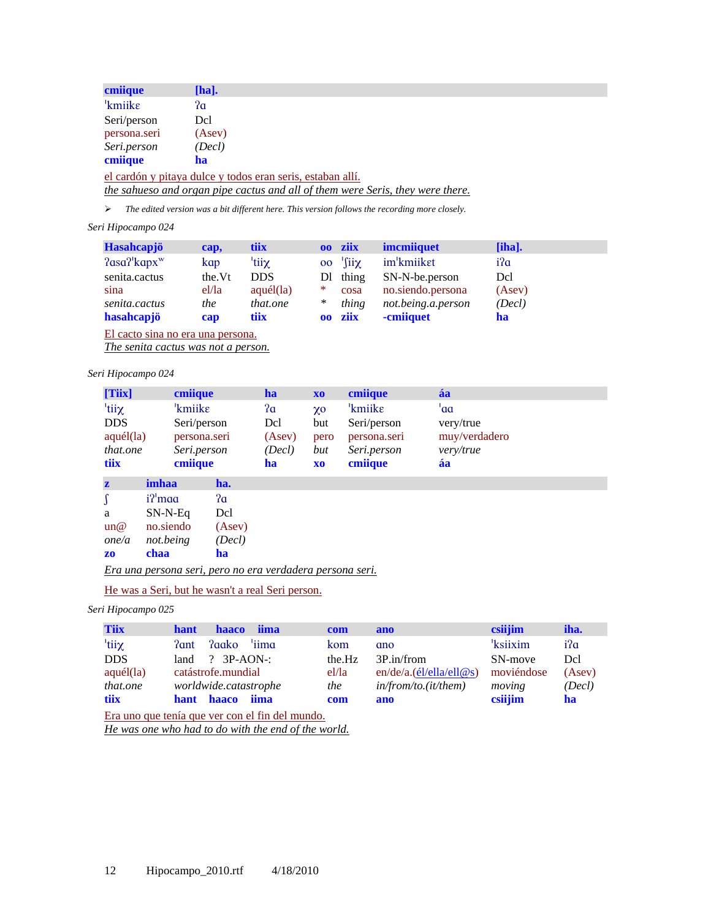| **cmiique** | **[ha].** |
|---|---|
| ˈkmiikɛ | ʔɑ |
| Seri/person | Dcl |
| persona.seri | (Asev) |
| *Seri.person* | *(Decl)* |
| **cmiique** | **ha** |

el cardón y pitaya dulce y todos eran seris, estaban allí.
*the sahueso and organ pipe cactus and all of them were Seris, they were there.*

➢ *The edited version was a bit different here. This version follows the recording more closely.*

*Seri Hipocampo 024*

| **Hasahcapjö** | **cap,** | **tiix** | **oo** | **ziix** | **imcmiiquet** | **[iha].** |
|---|---|---|---|---|---|---|
| ʔasaʔˈkapxʷ | kap | ˈtiiχ | oo | ˈʃiiχ | imˈkmiikɛt | iʔɑ |
| senita.cactus | the.Vt | DDS | Dl | thing | SN-N-be.person | Dcl |
| sina | el/la | aquél(la) | * | cosa | no.siendo.persona | (Asev) |
| *senita.cactus* | *the* | *that.one* | * | *thing* | *not.being.a.person* | *(Decl)* |
| **hasahcapjö** | **cap** | **tiix** | **oo** | **ziix** | **-cmiiquet** | **ha** |

El cacto sina no era una persona.
*The senita cactus was not a person.*

*Seri Hipocampo 024*

| **[Tiix]** | **cmiique** | **ha** | **xo** | **cmiique** | **áa** |
|---|---|---|---|---|---|
| ˈtiiχ | ˈkmiikɛ | ʔɑ | χo | ˈkmiikɛ | ˈɑɑ |
| DDS | Seri/person | Dcl | but | Seri/person | very/true |
| aquél(la) | persona.seri | (Asev) | pero | persona.seri | muy/verdadero |
| *that.one* | *Seri.person* | *(Decl)* | *but* | *Seri.person* | *very/true* |
| **tiix** | **cmiique** | **ha** | **xo** | **cmiique** | **áa** |

| **z** | **imhaa** | **ha.** |
|---|---|---|
| ʃ | iʔˈmɑɑ | ʔɑ |
| a | SN-N-Eq | Dcl |
| un@ | no.siendo | (Asev) |
| *one/a* | *not.being* | *(Decl)* |
| **zo** | **chaa** | **ha** |

Era una persona seri, pero no era verdadera persona seri.

He was a Seri, but he wasn't a real Seri person.

*Seri Hipocampo 025*

| **Tiix** | **hant** | **haaco** | **iima** | **com** | **ano** | **csiijim** | **iha.** |
|---|---|---|---|---|---|---|---|
| ˈtiiχ | ʔant | ʔɑako | ˈiima | kom | ɑno | ˈksiixim | iʔɑ |
| DDS | land | ? | 3P-AON-: | the.Hz | 3P.in/from | SN-move | Dcl |
| aquél(la) | catástrofe.mundial | | | el/la | en/de/a.(él/ella/ell@s) | moviéndose | (Asev) |
| *that.one* | *worldwide.catastrophe* | | | *the* | *in/from/to.(it/them)* | *moving* | *(Decl)* |
| **tiix** | **hant** | **haaco** | **iima** | **com** | **ano** | **csiijim** | **ha** |

Era uno que tenía que ver con el fin del mundo.
*He was one who had to do with the end of the world.*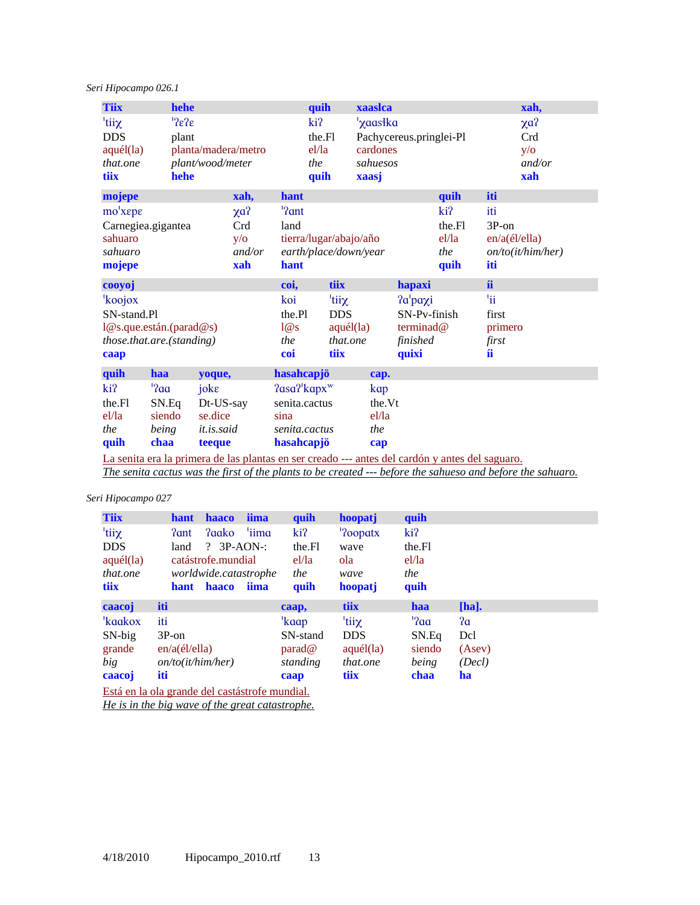*Seri Hipocampo 026.1*

| Tiix | hehe | quih | xaaslca | xah, |
|---|---|---|---|---|
| ˈtiiχ | ˈʔɛʔɛ | kiʔ | ˈχaasɬka | χaʔ |
| DDS | plant | the.Fl | Pachycereus.pringlei-Pl | Crd |
| aquél(la) | planta/madera/metro | el/la | cardones | y/o |
| *that.one* | *plant/wood/meter* | *the* | *sahuesos* | *and/or* |
| tiix | hehe | quih | xaasj | xah |

| mojepe | xah, | hant | quih | iti |
|---|---|---|---|---|
| moˈxɛpɛ | χaʔ | ˈʔant | kiʔ | iti |
| Carnegiea.gigantea | Crd | land | the.Fl | 3P-on |
| sahuaro | y/o | tierra/lugar/abajo/año | el/la | en/a(él/ella) |
| *sahuaro* | *and/or* | *earth/place/down/year* | *the* | *on/to(it/him/her)* |
| mojepe | xah | hant | quih | iti |

| cooyoj | coi, | tiix | hapaxi | íi |
|---|---|---|---|---|
| ˈkoojox | koi | ˈtiiχ | ʔaˈpaχi | ˈii |
| SN-stand.Pl | the.Pl | DDS | SN-Pv-finish | first |
| l@s.que.están.(parad@s) | l@s | aquél(la) | terminad@ | primero |
| *those.that.are.(standing)* | *the* | *that.one* | *finished* | *first* |
| caap | coi | tiix | quixi | íi |

| quih | haa | yoque, | hasahcapjö | cap. |
|---|---|---|---|---|
| kiʔ | ˈʔaa | jokɛ | ʔasaʔˈkapxʷ | kap |
| the.Fl | SN.Eq | Dt-US-say | senita.cactus | the.Vt |
| el/la | siendo | se.dice | sina | el/la |
| *the* | *being* | *it.is.said* | *senita.cactus* | *the* |
| quih | chaa | teeque | hasahcapjö | cap |

La senita era la primera de las plantas en ser creado --- antes del cardón y antes del saguaro.
*The senita cactus was the first of the plants to be created --- before the sahueso and before the sahuaro.*

*Seri Hipocampo 027*

| Tiix | hant | haaco | iima | quih | hoopatj | quih |
|---|---|---|---|---|---|---|
| ˈtiiχ | ʔant | ʔaako | ˈiima | kiʔ | ˈʔoopatx | kiʔ |
| DDS | land | ? | 3P-AON-: | the.Fl | wave | the.Fl |
| aquél(la) | catástrofe.mundial | | | el/la | ola | el/la |
| *that.one* | *worldwide.catastrophe* | | | *the* | *wave* | *the* |
| tiix | hant | haaco | iima | quih | hoopatj | quih |

| caacoj | iti | caap, | tiix | haa | [ha]. |
|---|---|---|---|---|---|
| ˈkaakox | iti | ˈkaap | ˈtiiχ | ˈʔaa | ʔa |
| SN-big | 3P-on | SN-stand | DDS | SN.Eq | Dcl |
| grande | en/a(él/ella) | parad@ | aquél(la) | siendo | (Asev) |
| *big* | *on/to(it/him/her)* | *standing* | *that.one* | *being* | *(Decl)* |
| caacoj | iti | caap | tiix | chaa | ha |

Está en la ola grande del castástrofe mundial.
*He is in the big wave of the great catastrophe.*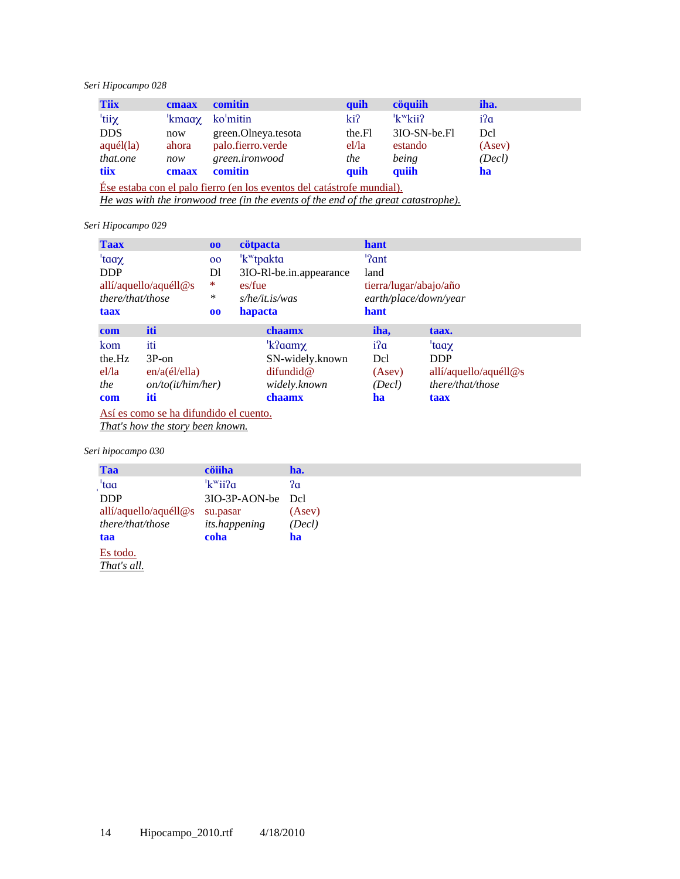*Seri Hipocampo 028*

| Tiix | cmaax | comitin | quih | cöquiih | iha. |
|---|---|---|---|---|---|
| ˈtiiχ | ˈkmaaχ | koˈmitin | kiʔ | ˈkʷkiiʔ | iʔa |
| DDS | now | green.Olneya.tesota | the.Fl | 3IO-SN-be.Fl | Dcl |
| aquél(la) | ahora | palo.fierro.verde | el/la | estando | (Asev) |
| *that.one* | *now* | *green.ironwood* | *the* | *being* | *(Decl)* |
| **tiix** | **cmaax** | **comitin** | **quih** | **quiih** | **ha** |

Ése estaba con el palo fierro (en los eventos del catástrofe mundial).
*He was with the ironwood tree (in the events of the end of the great catastrophe).*

*Seri Hipocampo 029*

| Taax | oo | cötpacta | hant |
|---|---|---|---|
| ˈtaaχ | oo | ˈkʷtpakta | ˈʔant |
| DDP | Dl | 3IO-Rl-be.in.appearance | land |
| allí/aquello/aquéll@s | * | es/fue | tierra/lugar/abajo/año |
| *there/that/those* | * | *s/he/it.is/was* | *earth/place/down/year* |
| **taax** | **oo** | **hapacta** | **hant** |

| com | iti | chaamx | iha, | taax. |
|---|---|---|---|---|
| kom | iti | ˈkʔaamχ | iʔa | ˈtaaχ |
| the.Hz | 3P-on | SN-widely.known | Dcl | DDP |
| el/la | en/a(él/ella) | difundid@ | (Asev) | allí/aquello/aquéll@s |
| *the* | *on/to(it/him/her)* | *widely.known* | *(Decl)* | *there/that/those* |
| **com** | **iti** | **chaamx** | **ha** | **taax** |

Así es como se ha difundido el cuento.
*That's how the story been known.*

*Seri hipocampo 030*

| Taa | cöiiha | ha. |
|---|---|---|
| ˈtaa | ˈkʷiiʔa | ʔa |
| DDP | 3IO-3P-AON-be | Dcl |
| allí/aquello/aquéll@s | su.pasar | (Asev) |
| *there/that/those* | *its.happening* | *(Decl)* |
| **taa** | **coha** | **ha** |

Es todo.
*That's all.*